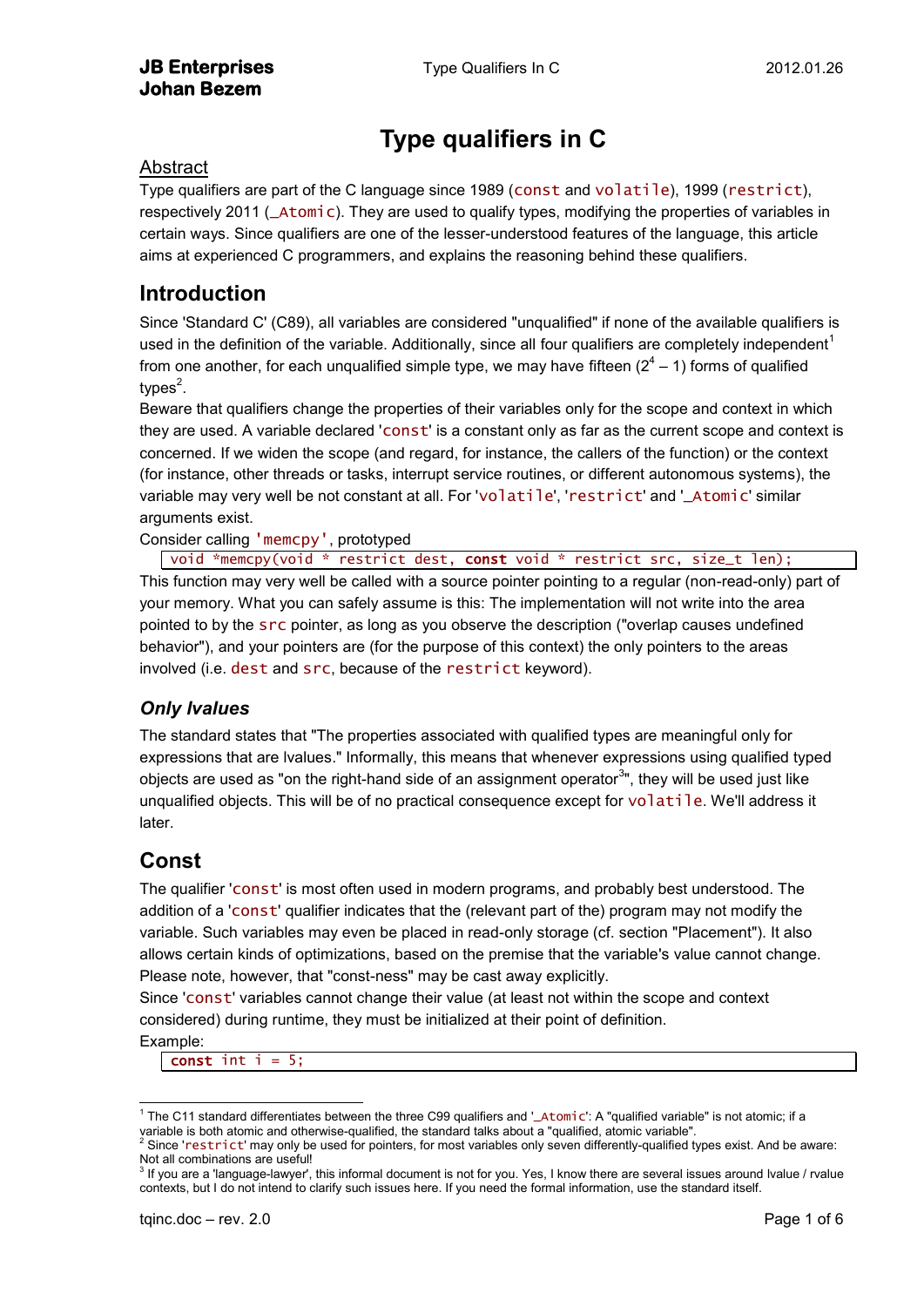# Type qualifiers in C

## Abstract

Type qualifiers are part of the C language since 1989 (`const` and `volatile`), 1999 (`restrict`), respectively 2011 (`_Atomic`). They are used to qualify types, modifying the properties of variables in certain ways. Since qualifiers are one of the lesser-understood features of the language, this article aims at experienced C programmers, and explains the reasoning behind these qualifiers.

## Introduction

Since 'Standard C' (C89), all variables are considered "unqualified" if none of the available qualifiers is used in the definition of the variable. Additionally, since all four qualifiers are completely independent[1] from one another, for each unqualified simple type, we may have fifteen ($2^4 - 1$) forms of qualified types[2].

Beware that qualifiers change the properties of their variables only for the scope and context in which they are used. A variable declared '`const`' is a constant only as far as the current scope and context is concerned. If we widen the scope (and regard, for instance, the callers of the function) or the context (for instance, other threads or tasks, interrupt service routines, or different autonomous systems), the variable may very well be not constant at all. For '`volatile`', '`restrict`' and '`_Atomic`' similar arguments exist.

Consider calling `'memcpy'`, prototyped

```
void *memcpy(void * restrict dest, const void * restrict src, size_t len);
```

This function may very well be called with a source pointer pointing to a regular (non-read-only) part of your memory. What you can safely assume is this: The implementation will not write into the area pointed to by the `src` pointer, as long as you observe the description ("overlap causes undefined behavior"), and your pointers are (for the purpose of this context) the only pointers to the areas involved (i.e. `dest` and `src`, because of the `restrict` keyword).

### *Only lvalues*

The standard states that "The properties associated with qualified types are meaningful only for expressions that are lvalues." Informally, this means that whenever expressions using qualified typed objects are used as "on the right-hand side of an assignment operator[3]", they will be used just like unqualified objects. This will be of no practical consequence except for `volatile`. We'll address it later.

## Const

The qualifier '`const`' is most often used in modern programs, and probably best understood. The addition of a '`const`' qualifier indicates that the (relevant part of the) program may not modify the variable. Such variables may even be placed in read-only storage (cf. section "Placement"). It also allows certain kinds of optimizations, based on the premise that the variable's value cannot change. Please note, however, that "const-ness" may be cast away explicitly.

Since '`const`' variables cannot change their value (at least not within the scope and context considered) during runtime, they must be initialized at their point of definition.

Example:

```
const int i = 5;
```

---

[1] The C11 standard differentiates between the three C99 qualifiers and '`_Atomic`': A "qualified variable" is not atomic; if a variable is both atomic and otherwise-qualified, the standard talks about a "qualified, atomic variable".

[2] Since '`restrict`' may only be used for pointers, for most variables only seven differently-qualified types exist. And be aware: Not all combinations are useful!

[3] If you are a 'language-lawyer', this informal document is not for you. Yes, I know there are several issues around lvalue / rvalue contexts, but I do not intend to clarify such issues here. If you need the formal information, use the standard itself.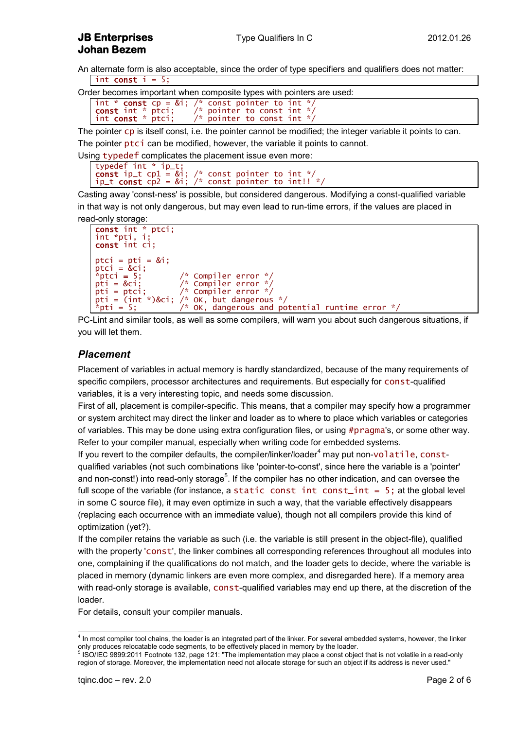An alternate form is also acceptable, since the order of type specifiers and qualifiers does not matter:

```
int const i = 5;
```

Order becomes important when composite types with pointers are used:

```
int * const cp = &i; /* const pointer to int */
const int * ptci;    /* pointer to const int */
int const * ptci;    /* pointer to const int */
```

The pointer `cp` is itself const, i.e. the pointer cannot be modified; the integer variable it points to can.

The pointer `ptci` can be modified, however, the variable it points to cannot.

Using `typedef` complicates the placement issue even more:

```
typedef int * ip_t;
const ip_t cp1 = &i; /* const pointer to int */
ip_t const cp2 = &i; /* const pointer to int!! */
```

Casting away 'const-ness' is possible, but considered dangerous. Modifying a const-qualified variable in that way is not only dangerous, but may even lead to run-time errors, if the values are placed in read-only storage:

```
const int * ptci;
int *pti, i;
const int ci;

ptci = pti = &i;
ptci = &ci;
*ptci = 5;        /* Compiler error */
pti = &ci;        /* Compiler error */
pti = ptci;       /* Compiler error */
pti = (int *)&ci; /* OK, but dangerous */
*pti = 5;         /* OK, dangerous and potential runtime error */
```

PC-Lint and similar tools, as well as some compilers, will warn you about such dangerous situations, if you will let them.

## *Placement*

Placement of variables in actual memory is hardly standardized, because of the many requirements of specific compilers, processor architectures and requirements. But especially for `const`-qualified variables, it is a very interesting topic, and needs some discussion.

First of all, placement is compiler-specific. This means, that a compiler may specify how a programmer or system architect may direct the linker and loader as to where to place which variables or categories of variables. This may be done using extra configuration files, or using `#pragma`'s, or some other way. Refer to your compiler manual, especially when writing code for embedded systems.

If you revert to the compiler defaults, the compiler/linker/loader[4] may put non-`volatile`, `const`-qualified variables (not such combinations like 'pointer-to-const', since here the variable is a 'pointer' and non-const!) into read-only storage[5]. If the compiler has no other indication, and can oversee the full scope of the variable (for instance, a `static const int const_int = 5;` at the global level in some C source file), it may even optimize in such a way, that the variable effectively disappears (replacing each occurrence with an immediate value), though not all compilers provide this kind of optimization (yet?).

If the compiler retains the variable as such (i.e. the variable is still present in the object-file), qualified with the property '`const`', the linker combines all corresponding references throughout all modules into one, complaining if the qualifications do not match, and the loader gets to decide, where the variable is placed in memory (dynamic linkers are even more complex, and disregarded here). If a memory area with read-only storage is available, `const`-qualified variables may end up there, at the discretion of the loader.

For details, consult your compiler manuals.

---

[4] In most compiler tool chains, the loader is an integrated part of the linker. For several embedded systems, however, the linker only produces relocatable code segments, to be effectively placed in memory by the loader.

[5] ISO/IEC 9899:2011 Footnote 132, page 121: "The implementation may place a const object that is not volatile in a read-only region of storage. Moreover, the implementation need not allocate storage for such an object if its address is never used."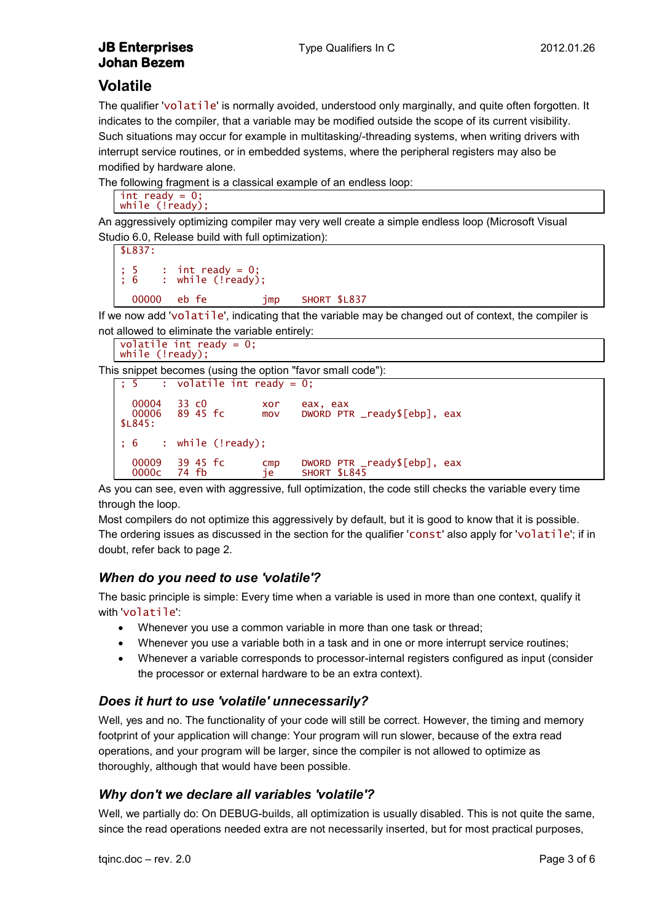## Volatile

The qualifier 'volatile' is normally avoided, understood only marginally, and quite often forgotten. It indicates to the compiler, that a variable may be modified outside the scope of its current visibility. Such situations may occur for example in multitasking/-threading systems, when writing drivers with interrupt service routines, or in embedded systems, where the peripheral registers may also be modified by hardware alone.

The following fragment is a classical example of an endless loop:

```
int ready = 0;
while (!ready);
```

An aggressively optimizing compiler may very well create a simple endless loop (Microsoft Visual Studio 6.0, Release build with full optimization):

```
$L837:

; 5     :  int ready = 0;
; 6     :  while (!ready);

  00000   eb fe         jmp     SHORT $L837
```

If we now add 'volatile', indicating that the variable may be changed out of context, the compiler is not allowed to eliminate the variable entirely:

```
volatile int ready = 0;
while (!ready);
```

This snippet becomes (using the option "favor small code"):

```
; 5     :  volatile int ready = 0;

  00004   33 c0         xor     eax, eax
  00006   89 45 fc      mov     DWORD PTR _ready$[ebp], eax
$L845:

; 6     :  while (!ready);

  00009   39 45 fc      cmp     DWORD PTR _ready$[ebp], eax
  0000c   74 fb         je      SHORT $L845
```

As you can see, even with aggressive, full optimization, the code still checks the variable every time through the loop.

Most compilers do not optimize this aggressively by default, but it is good to know that it is possible. The ordering issues as discussed in the section for the qualifier 'const' also apply for 'volatile'; if in doubt, refer back to page 2.

### *When do you need to use 'volatile'?*

The basic principle is simple: Every time when a variable is used in more than one context, qualify it with 'volatile':

- Whenever you use a common variable in more than one task or thread;
- Whenever you use a variable both in a task and in one or more interrupt service routines;
- Whenever a variable corresponds to processor-internal registers configured as input (consider the processor or external hardware to be an extra context).

### *Does it hurt to use 'volatile' unnecessarily?*

Well, yes and no. The functionality of your code will still be correct. However, the timing and memory footprint of your application will change: Your program will run slower, because of the extra read operations, and your program will be larger, since the compiler is not allowed to optimize as thoroughly, although that would have been possible.

### *Why don't we declare all variables 'volatile'?*

Well, we partially do: On DEBUG-builds, all optimization is usually disabled. This is not quite the same, since the read operations needed extra are not necessarily inserted, but for most practical purposes,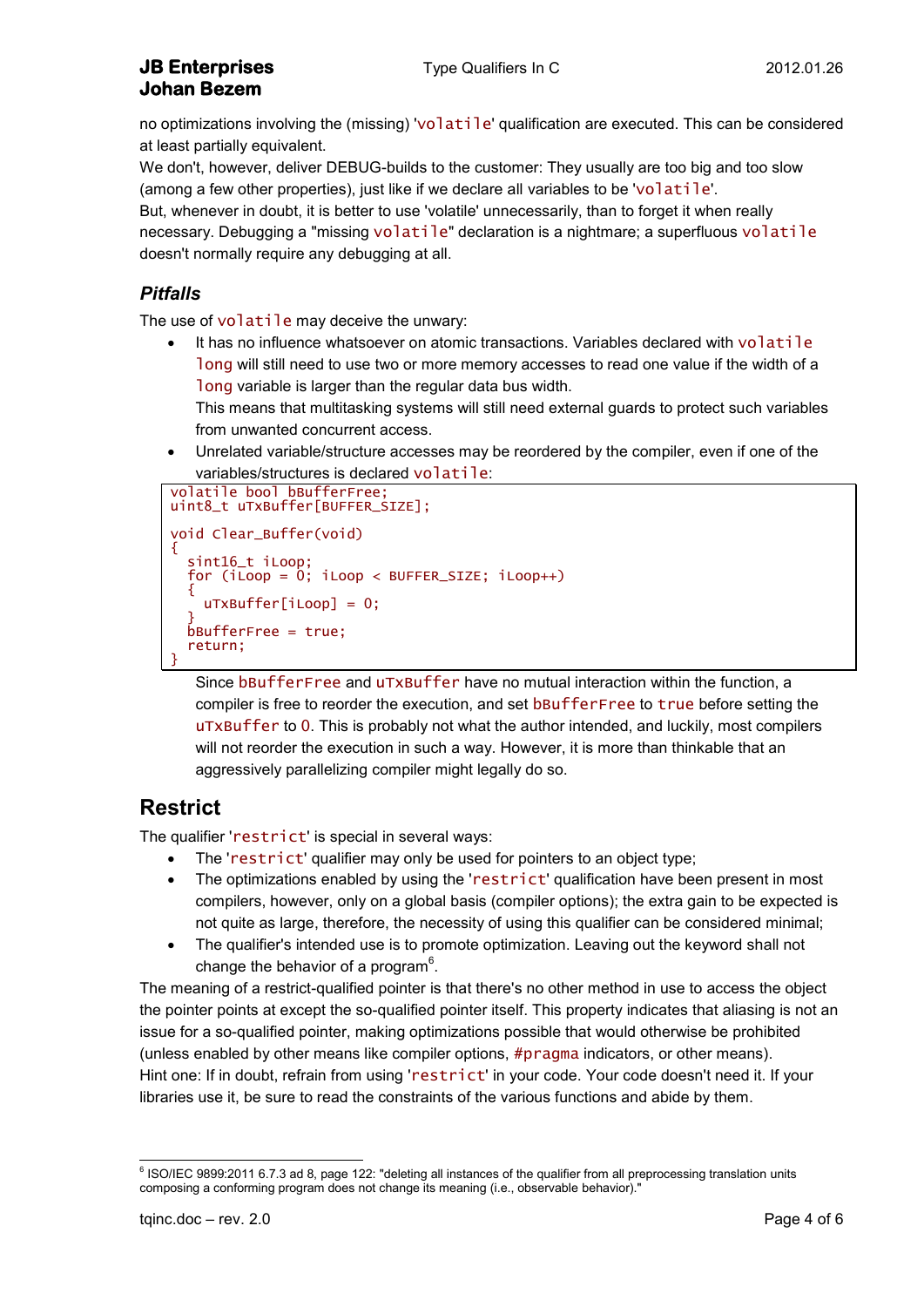no optimizations involving the (missing) 'volatile' qualification are executed. This can be considered at least partially equivalent.
We don't, however, deliver DEBUG-builds to the customer: They usually are too big and too slow (among a few other properties), just like if we declare all variables to be 'volatile'.
But, whenever in doubt, it is better to use 'volatile' unnecessarily, than to forget it when really necessary. Debugging a "missing volatile" declaration is a nightmare; a superfluous volatile doesn't normally require any debugging at all.

### *Pitfalls*

The use of volatile may deceive the unwary:

- It has no influence whatsoever on atomic transactions. Variables declared with volatile long will still need to use two or more memory accesses to read one value if the width of a long variable is larger than the regular data bus width.
  This means that multitasking systems will still need external guards to protect such variables from unwanted concurrent access.
- Unrelated variable/structure accesses may be reordered by the compiler, even if one of the variables/structures is declared volatile:

```
volatile bool bBufferFree;
uint8_t uTxBuffer[BUFFER_SIZE];

void Clear_Buffer(void)
{
  sint16_t iLoop;
  for (iLoop = 0; iLoop < BUFFER_SIZE; iLoop++)
  {
    uTxBuffer[iLoop] = 0;
  }
  bBufferFree = true;
  return;
}
```

  Since bBufferFree and uTxBuffer have no mutual interaction within the function, a compiler is free to reorder the execution, and set bBufferFree to true before setting the uTxBuffer to 0. This is probably not what the author intended, and luckily, most compilers will not reorder the execution in such a way. However, it is more than thinkable that an aggressively parallelizing compiler might legally do so.

## Restrict

The qualifier 'restrict' is special in several ways:

- The 'restrict' qualifier may only be used for pointers to an object type;
- The optimizations enabled by using the 'restrict' qualification have been present in most compilers, however, only on a global basis (compiler options); the extra gain to be expected is not quite as large, therefore, the necessity of using this qualifier can be considered minimal;
- The qualifier's intended use is to promote optimization. Leaving out the keyword shall not change the behavior of a program[6].

The meaning of a restrict-qualified pointer is that there's no other method in use to access the object the pointer points at except the so-qualified pointer itself. This property indicates that aliasing is not an issue for a so-qualified pointer, making optimizations possible that would otherwise be prohibited (unless enabled by other means like compiler options, #pragma indicators, or other means).
Hint one: If in doubt, refrain from using 'restrict' in your code. Your code doesn't need it. If your libraries use it, be sure to read the constraints of the various functions and abide by them.

---

[6] ISO/IEC 9899:2011 6.7.3 ad 8, page 122: "deleting all instances of the qualifier from all preprocessing translation units composing a conforming program does not change its meaning (i.e., observable behavior)."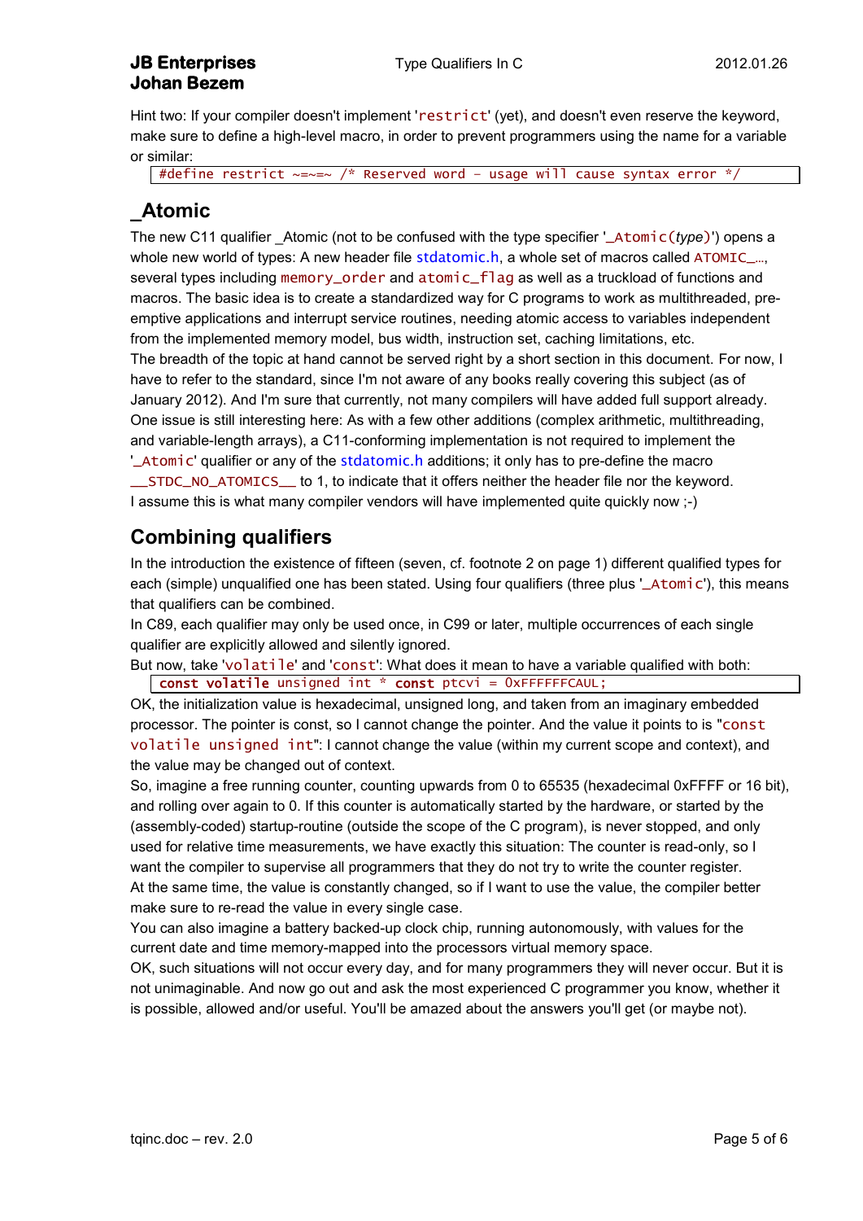Hint two: If your compiler doesn't implement 'restrict' (yet), and doesn't even reserve the keyword, make sure to define a high-level macro, in order to prevent programmers using the name for a variable or similar:

```
#define restrict ~=~=~ /* Reserved word - usage will cause syntax error */
```

## _Atomic

The new C11 qualifier _Atomic (not to be confused with the type specifier '_Atomic(*type*)') opens a whole new world of types: A new header file stdatomic.h, a whole set of macros called ATOMIC_..., several types including memory_order and atomic_flag as well as a truckload of functions and macros. The basic idea is to create a standardized way for C programs to work as multithreaded, pre-emptive applications and interrupt service routines, needing atomic access to variables independent from the implemented memory model, bus width, instruction set, caching limitations, etc.

The breadth of the topic at hand cannot be served right by a short section in this document. For now, I have to refer to the standard, since I'm not aware of any books really covering this subject (as of January 2012). And I'm sure that currently, not many compilers will have added full support already.

One issue is still interesting here: As with a few other additions (complex arithmetic, multithreading, and variable-length arrays), a C11-conforming implementation is not required to implement the '_Atomic' qualifier or any of the stdatomic.h additions; it only has to pre-define the macro __STDC_NO_ATOMICS__ to 1, to indicate that it offers neither the header file nor the keyword.

I assume this is what many compiler vendors will have implemented quite quickly now ;-)

## Combining qualifiers

In the introduction the existence of fifteen (seven, cf. footnote 2 on page 1) different qualified types for each (simple) unqualified one has been stated. Using four qualifiers (three plus '_Atomic'), this means that qualifiers can be combined.

In C89, each qualifier may only be used once, in C99 or later, multiple occurrences of each single qualifier are explicitly allowed and silently ignored.

But now, take 'volatile' and 'const': What does it mean to have a variable qualified with both:

```
const volatile unsigned int * const ptcvi = 0xFFFFFFCAUL;
```

OK, the initialization value is hexadecimal, unsigned long, and taken from an imaginary embedded processor. The pointer is const, so I cannot change the pointer. And the value it points to is "const volatile unsigned int": I cannot change the value (within my current scope and context), and the value may be changed out of context.

So, imagine a free running counter, counting upwards from 0 to 65535 (hexadecimal 0xFFFF or 16 bit), and rolling over again to 0. If this counter is automatically started by the hardware, or started by the (assembly-coded) startup-routine (outside the scope of the C program), is never stopped, and only used for relative time measurements, we have exactly this situation: The counter is read-only, so I want the compiler to supervise all programmers that they do not try to write the counter register.

At the same time, the value is constantly changed, so if I want to use the value, the compiler better make sure to re-read the value in every single case.

You can also imagine a battery backed-up clock chip, running autonomously, with values for the current date and time memory-mapped into the processors virtual memory space.

OK, such situations will not occur every day, and for many programmers they will never occur. But it is not unimaginable. And now go out and ask the most experienced C programmer you know, whether it is possible, allowed and/or useful. You'll be amazed about the answers you'll get (or maybe not).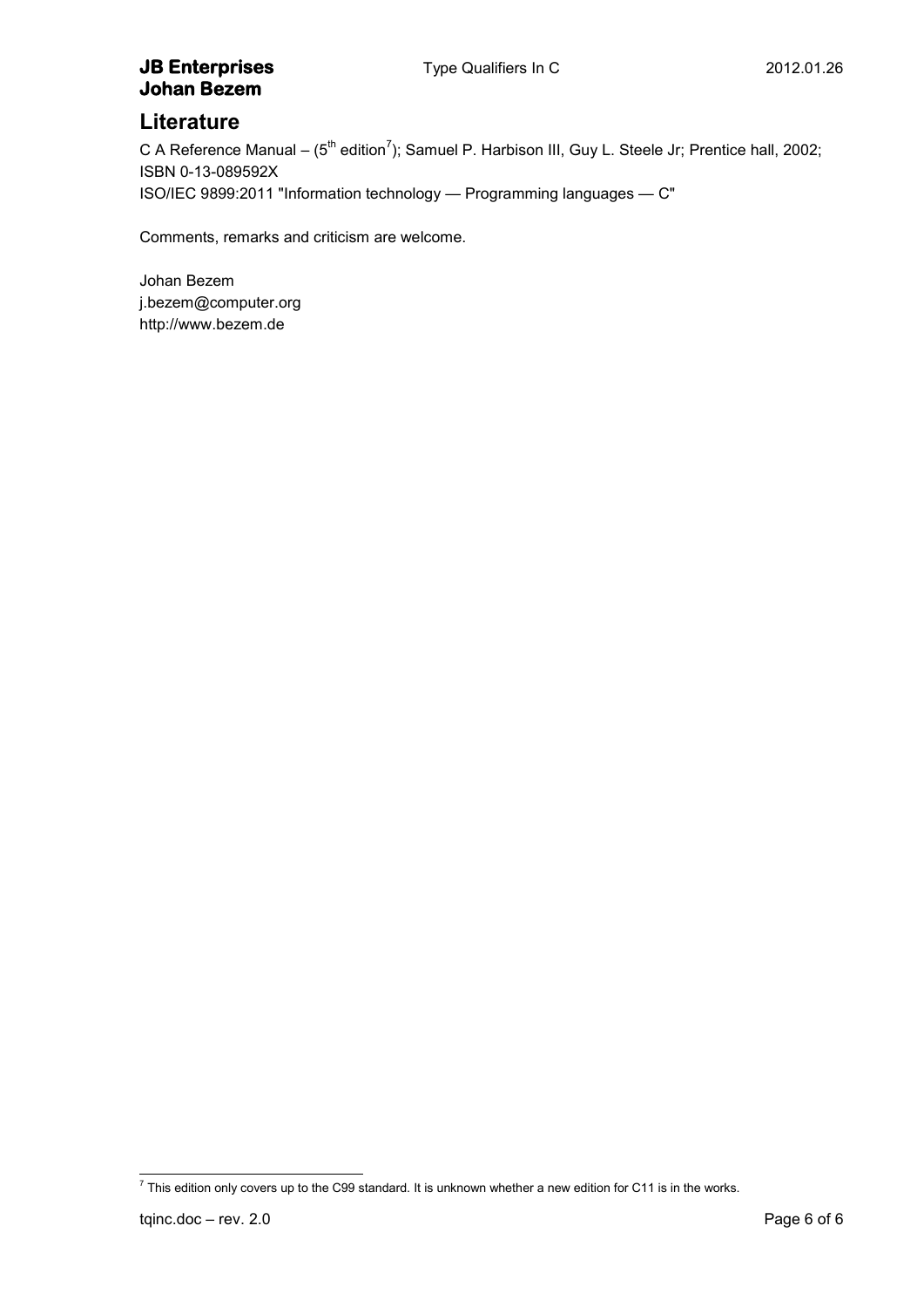## Literature

C A Reference Manual – (5th edition[7]); Samuel P. Harbison III, Guy L. Steele Jr; Prentice hall, 2002; ISBN 0-13-089592X
ISO/IEC 9899:2011 "Information technology — Programming languages — C"

Comments, remarks and criticism are welcome.

Johan Bezem
j.bezem@computer.org
http://www.bezem.de

[7] This edition only covers up to the C99 standard. It is unknown whether a new edition for C11 is in the works.